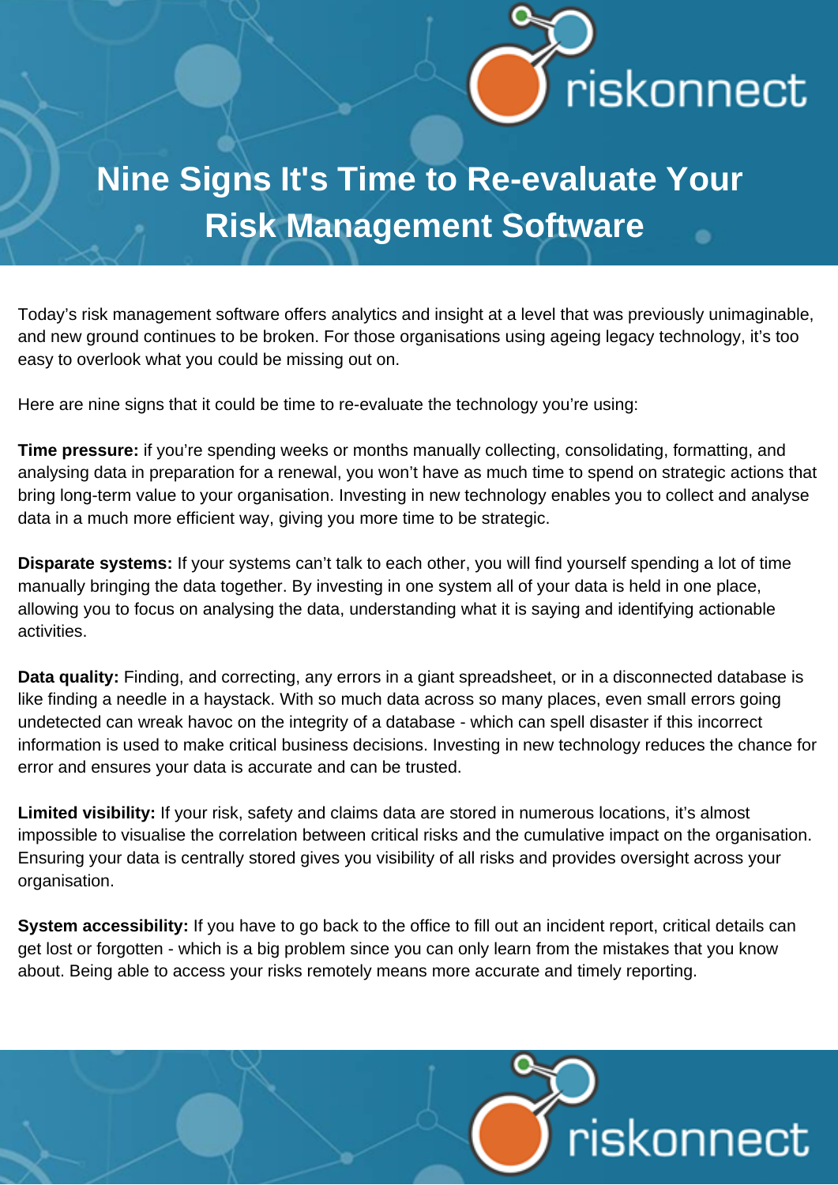# Nine Signs It's Time to Re-evaluate Your Risk Management Software

Today's risk management software offers analytics and insight at a level that was previously unimaginable, and new ground continues to be broken. For those organisations using ageing legacy technology, it's too easy to overlook what you could be missing out on.

Here are nine signs that it could be time to re-evaluate the technology you're using:

**Time pressure:** if you're spending weeks or months manually collecting, consolidating, formatting, and analysing data in preparation for a renewal, you won't have as much time to spend on strategic actions that bring long-term value to your organisation. Investing in new technology enables you to collect and analyse data in a much more efficient way, giving you more time to be strategic.

**Disparate systems:** If your systems can't talk to each other, you will find yourself spending a lot of time manually bringing the data together. By investing in one system all of your data is held in one place, allowing you to focus on analysing the data, understanding what it is saying and identifying actionable activities.

**Data quality:** Finding, and correcting, any errors in a giant spreadsheet, or in a disconnected database is like finding a needle in a haystack. With so much data across so many places, even small errors going undetected can wreak havoc on the integrity of a database - which can spell disaster if this incorrect information is used to make critical business decisions. Investing in new technology reduces the chance for error and ensures your data is accurate and can be trusted.

**Limited visibility:** If your risk, safety and claims data are stored in numerous locations, it's almost impossible to visualise the correlation between critical risks and the cumulative impact on the organisation. Ensuring your data is centrally stored gives you visibility of all risks and provides oversight across your organisation.

**System accessibility:** If you have to go back to the office to fill out an incident report, critical details can get lost or forgotten - which is a big problem since you can only learn from the mistakes that you know about. Being able to access your risks remotely means more accurate and timely reporting.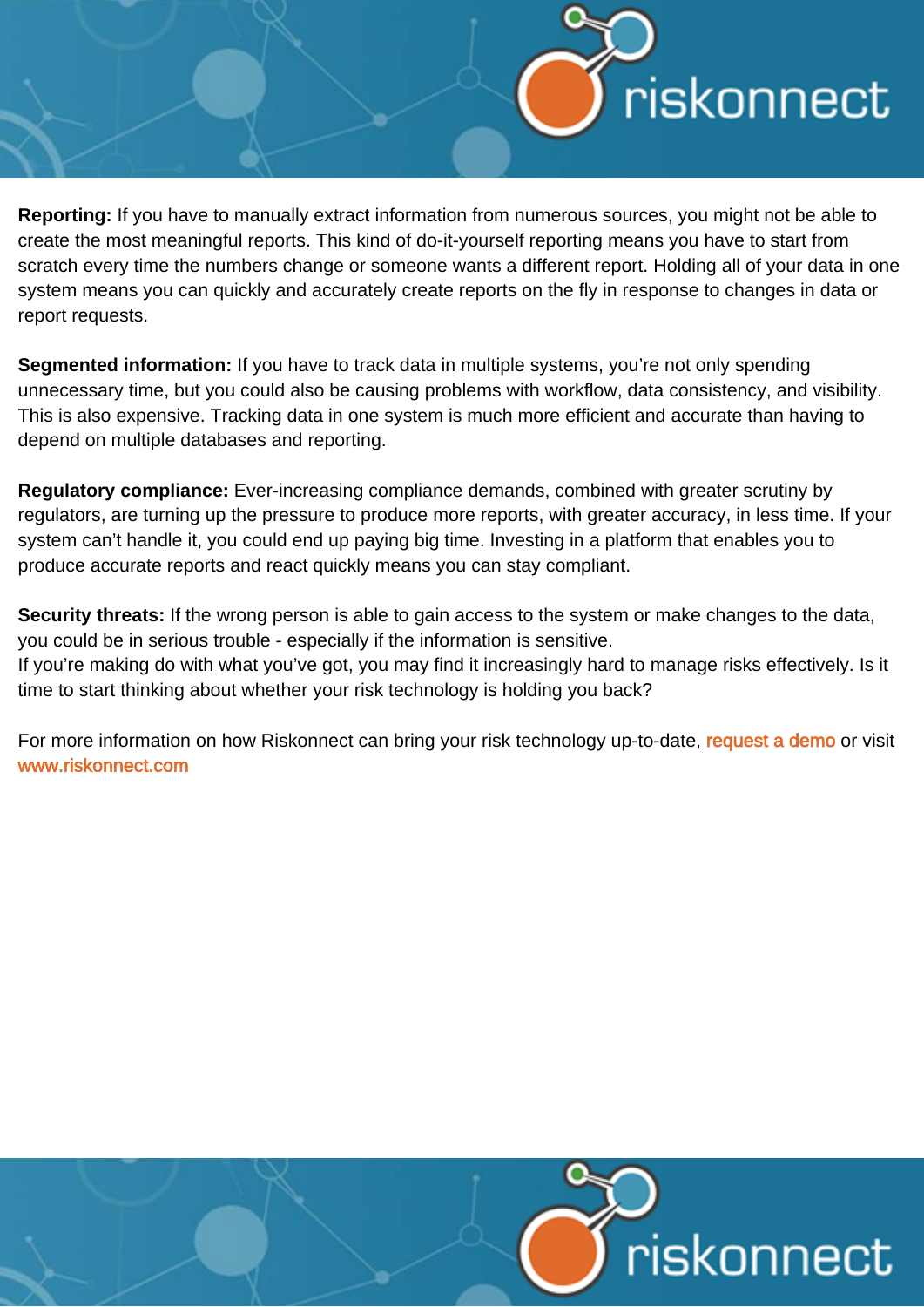**Reporting:** If you have to manually extract information from numerous sources, you might not be able to create the most meaningful reports. This kind of do-it-yourself reporting means you have to start from scratch every time the numbers change or someone wants a different report. Holding all of your data in one system means you can quickly and accurately create reports on the fly in response to changes in data or report requests.

**Segmented information:** If you have to track data in multiple systems, you're not only spending unnecessary time, but you could also be causing problems with workflow, data consistency, and visibility. This is also expensive. Tracking data in one system is much more efficient and accurate than having to depend on multiple databases and reporting.

**Regulatory compliance:** Ever-increasing compliance demands, combined with greater scrutiny by regulators, are turning up the pressure to produce more reports, with greater accuracy, in less time. If your system can't handle it, you could end up paying big time. Investing in a platform that enables you to produce accurate reports and react quickly means you can stay compliant.

**Security threats:** If the wrong person is able to gain access to the system or make changes to the data, you could be in serious trouble - especially if the information is sensitive.
If you're making do with what you've got, you may find it increasingly hard to manage risks effectively. Is it time to start thinking about whether your risk technology is holding you back?

For more information on how Riskonnect can bring your risk technology up-to-date, request a demo or visit www.riskonnect.com